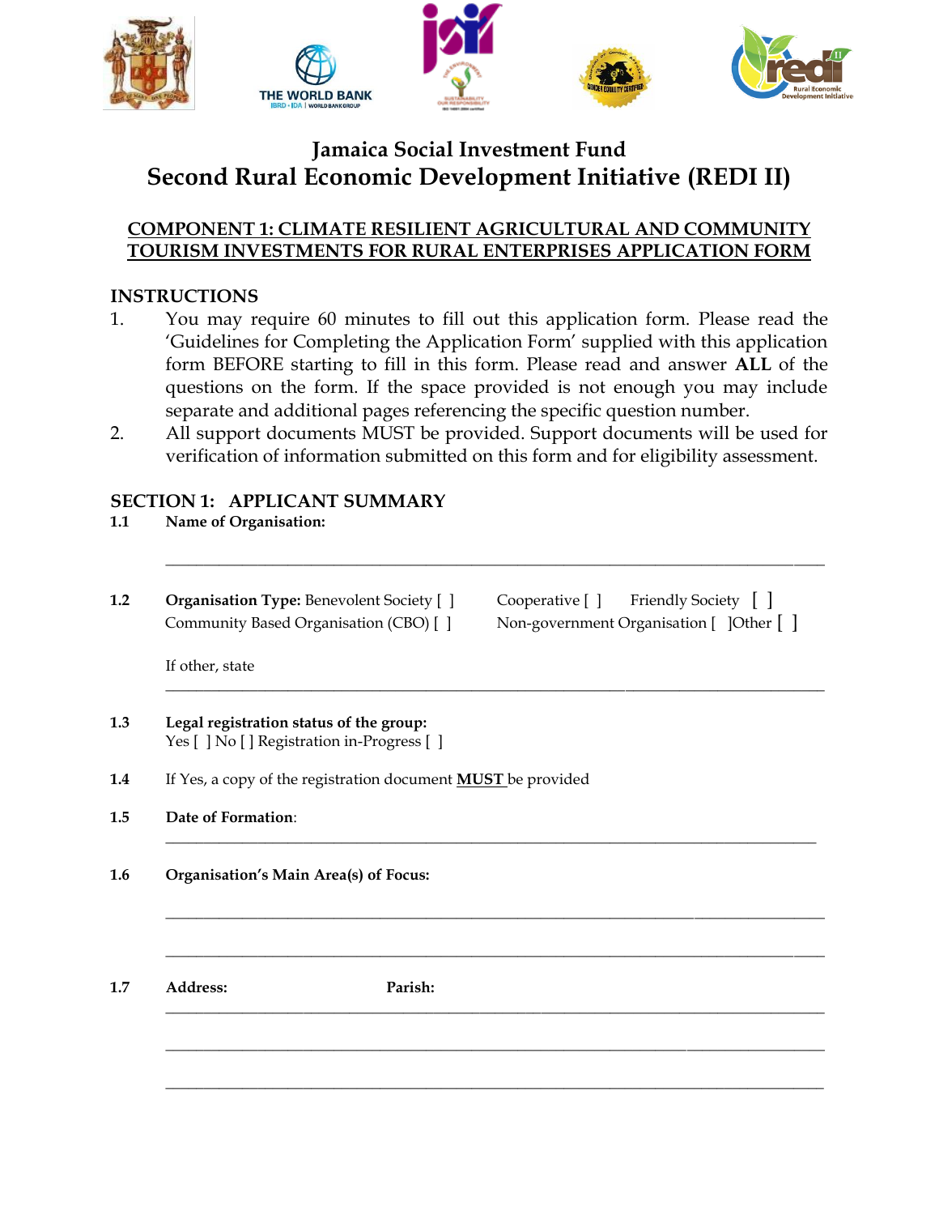# Jamaica Social Investment Fund

# Second Rural Economic Development Initiative (REDI II)

## COMPONENT 1: CLIMATE RESILIENT AGRICULTURAL AND COMMUNITY TOURISM INVESTMENTS FOR RURAL ENTERPRISES APPLICATION FORM

### INSTRUCTIONS

1. You may require 60 minutes to fill out this application form. Please read the 'Guidelines for Completing the Application Form' supplied with this application form BEFORE starting to fill in this form. Please read and answer **ALL** of the questions on the form. If the space provided is not enough you may include separate and additional pages referencing the specific question number.
2. All support documents MUST be provided. Support documents will be used for verification of information submitted on this form and for eligibility assessment.

### SECTION 1: APPLICANT SUMMARY

**1.1 Name of Organisation:**

______________________________________________________________________________

**1.2 Organisation Type:** Benevolent Society [ ] Cooperative [ ] Friendly Society [ ] Community Based Organisation (CBO) [ ] Non-government Organisation [ ] Other [ ]

If other, state

______________________________________________________________________________

**1.3 Legal registration status of the group:**
Yes [ ] No [ ] Registration in-Progress [ ]

**1.4** If Yes, a copy of the registration document **MUST** be provided

**1.5 Date of Formation**:

______________________________________________________________________________

**1.6 Organisation's Main Area(s) of Focus:**

______________________________________________________________________________

______________________________________________________________________________

**1.7 Address:** **Parish:**

______________________________________________________________________________

______________________________________________________________________________

______________________________________________________________________________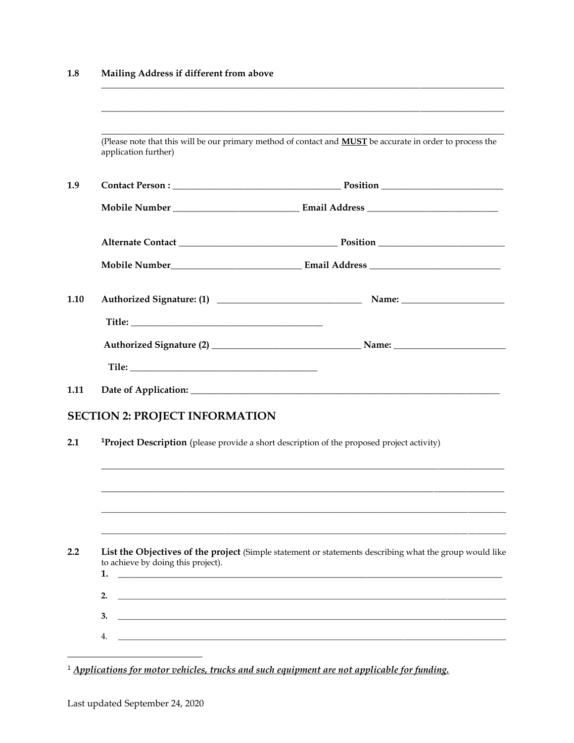**1.8 Mailing Address if different from above**

\_\_\_\_\_\_\_\_\_\_\_\_\_\_\_\_\_\_\_\_\_\_\_\_\_\_\_\_\_\_\_\_\_\_\_\_\_\_\_\_\_\_\_\_\_\_\_\_\_\_\_\_\_\_\_\_\_\_\_\_\_\_\_\_\_\_\_\_\_\_\_\_\_\_\_\_\_\_

\_\_\_\_\_\_\_\_\_\_\_\_\_\_\_\_\_\_\_\_\_\_\_\_\_\_\_\_\_\_\_\_\_\_\_\_\_\_\_\_\_\_\_\_\_\_\_\_\_\_\_\_\_\_\_\_\_\_\_\_\_\_\_\_\_\_\_\_\_\_\_\_\_\_\_\_\_\_

\_\_\_\_\_\_\_\_\_\_\_\_\_\_\_\_\_\_\_\_\_\_\_\_\_\_\_\_\_\_\_\_\_\_\_\_\_\_\_\_\_\_\_\_\_\_\_\_\_\_\_\_\_\_\_\_\_\_\_\_\_\_\_\_\_\_\_\_\_\_\_\_\_\_\_\_\_\_

(Please note that this will be our primary method of contact and **MUST** be accurate in order to process the application further)

**1.9 Contact Person :** \_\_\_\_\_\_\_\_\_\_\_\_\_\_\_\_\_\_\_\_\_\_\_\_\_\_\_\_\_\_ **Position** \_\_\_\_\_\_\_\_\_\_\_\_\_\_\_\_\_\_\_\_\_\_

**Mobile Number** \_\_\_\_\_\_\_\_\_\_\_\_\_\_\_\_\_\_\_\_\_\_\_ **Email Address** \_\_\_\_\_\_\_\_\_\_\_\_\_\_\_\_\_\_\_\_\_\_\_\_

**Alternate Contact** \_\_\_\_\_\_\_\_\_\_\_\_\_\_\_\_\_\_\_\_\_\_\_\_\_\_\_\_ **Position** \_\_\_\_\_\_\_\_\_\_\_\_\_\_\_\_\_\_\_\_\_\_\_

**Mobile Number**\_\_\_\_\_\_\_\_\_\_\_\_\_\_\_\_\_\_\_\_\_\_\_\_ **Email Address** \_\_\_\_\_\_\_\_\_\_\_\_\_\_\_\_\_\_\_\_\_\_\_\_

**1.10 Authorized Signature: (1)** \_\_\_\_\_\_\_\_\_\_\_\_\_\_\_\_\_\_\_\_\_\_\_\_\_\_ **Name:** \_\_\_\_\_\_\_\_\_\_\_\_\_\_\_\_\_\_\_\_

**Title:** \_\_\_\_\_\_\_\_\_\_\_\_\_\_\_\_\_\_\_\_\_\_\_\_\_\_\_\_\_\_\_\_\_\_\_\_

**Authorized Signature (2)** \_\_\_\_\_\_\_\_\_\_\_\_\_\_\_\_\_\_\_\_\_\_\_\_\_\_\_\_ **Name:** \_\_\_\_\_\_\_\_\_\_\_\_\_\_\_\_\_\_\_\_\_

**Tile:** \_\_\_\_\_\_\_\_\_\_\_\_\_\_\_\_\_\_\_\_\_\_\_\_\_\_\_\_\_\_\_\_\_\_\_\_

**1.11 Date of Application:** \_\_\_\_\_\_\_\_\_\_\_\_\_\_\_\_\_\_\_\_\_\_\_\_\_\_\_\_\_\_\_\_\_\_\_\_\_\_\_\_\_\_\_\_\_\_\_\_\_\_\_\_\_\_\_\_

## SECTION 2: PROJECT INFORMATION

**2.1 [1]Project Description** (please provide a short description of the proposed project activity)

\_\_\_\_\_\_\_\_\_\_\_\_\_\_\_\_\_\_\_\_\_\_\_\_\_\_\_\_\_\_\_\_\_\_\_\_\_\_\_\_\_\_\_\_\_\_\_\_\_\_\_\_\_\_\_\_\_\_\_\_\_\_\_\_\_\_\_\_\_\_\_\_\_\_\_\_\_\_

\_\_\_\_\_\_\_\_\_\_\_\_\_\_\_\_\_\_\_\_\_\_\_\_\_\_\_\_\_\_\_\_\_\_\_\_\_\_\_\_\_\_\_\_\_\_\_\_\_\_\_\_\_\_\_\_\_\_\_\_\_\_\_\_\_\_\_\_\_\_\_\_\_\_\_\_\_\_

\_\_\_\_\_\_\_\_\_\_\_\_\_\_\_\_\_\_\_\_\_\_\_\_\_\_\_\_\_\_\_\_\_\_\_\_\_\_\_\_\_\_\_\_\_\_\_\_\_\_\_\_\_\_\_\_\_\_\_\_\_\_\_\_\_\_\_\_\_\_\_\_\_\_\_\_\_\_

\_\_\_\_\_\_\_\_\_\_\_\_\_\_\_\_\_\_\_\_\_\_\_\_\_\_\_\_\_\_\_\_\_\_\_\_\_\_\_\_\_\_\_\_\_\_\_\_\_\_\_\_\_\_\_\_\_\_\_\_\_\_\_\_\_\_\_\_\_\_\_\_\_\_\_\_\_\_

**2.2 List the Objectives of the project** (Simple statement or statements describing what the group would like to achieve by doing this project).

1. \_\_\_\_\_\_\_\_\_\_\_\_\_\_\_\_\_\_\_\_\_\_\_\_\_\_\_\_\_\_\_\_\_\_\_\_\_\_\_\_\_\_\_\_\_\_\_\_\_\_\_\_\_\_\_\_\_\_\_\_\_\_\_\_\_\_\_\_\_\_\_\_
2. \_\_\_\_\_\_\_\_\_\_\_\_\_\_\_\_\_\_\_\_\_\_\_\_\_\_\_\_\_\_\_\_\_\_\_\_\_\_\_\_\_\_\_\_\_\_\_\_\_\_\_\_\_\_\_\_\_\_\_\_\_\_\_\_\_\_\_\_\_\_\_\_
3. \_\_\_\_\_\_\_\_\_\_\_\_\_\_\_\_\_\_\_\_\_\_\_\_\_\_\_\_\_\_\_\_\_\_\_\_\_\_\_\_\_\_\_\_\_\_\_\_\_\_\_\_\_\_\_\_\_\_\_\_\_\_\_\_\_\_\_\_\_\_\_\_
4. \_\_\_\_\_\_\_\_\_\_\_\_\_\_\_\_\_\_\_\_\_\_\_\_\_\_\_\_\_\_\_\_\_\_\_\_\_\_\_\_\_\_\_\_\_\_\_\_\_\_\_\_\_\_\_\_\_\_\_\_\_\_\_\_\_\_\_\_\_\_\_\_

---

[1] ***Applications for motor vehicles, trucks and such equipment are not applicable for funding.***

Last updated September 24, 2020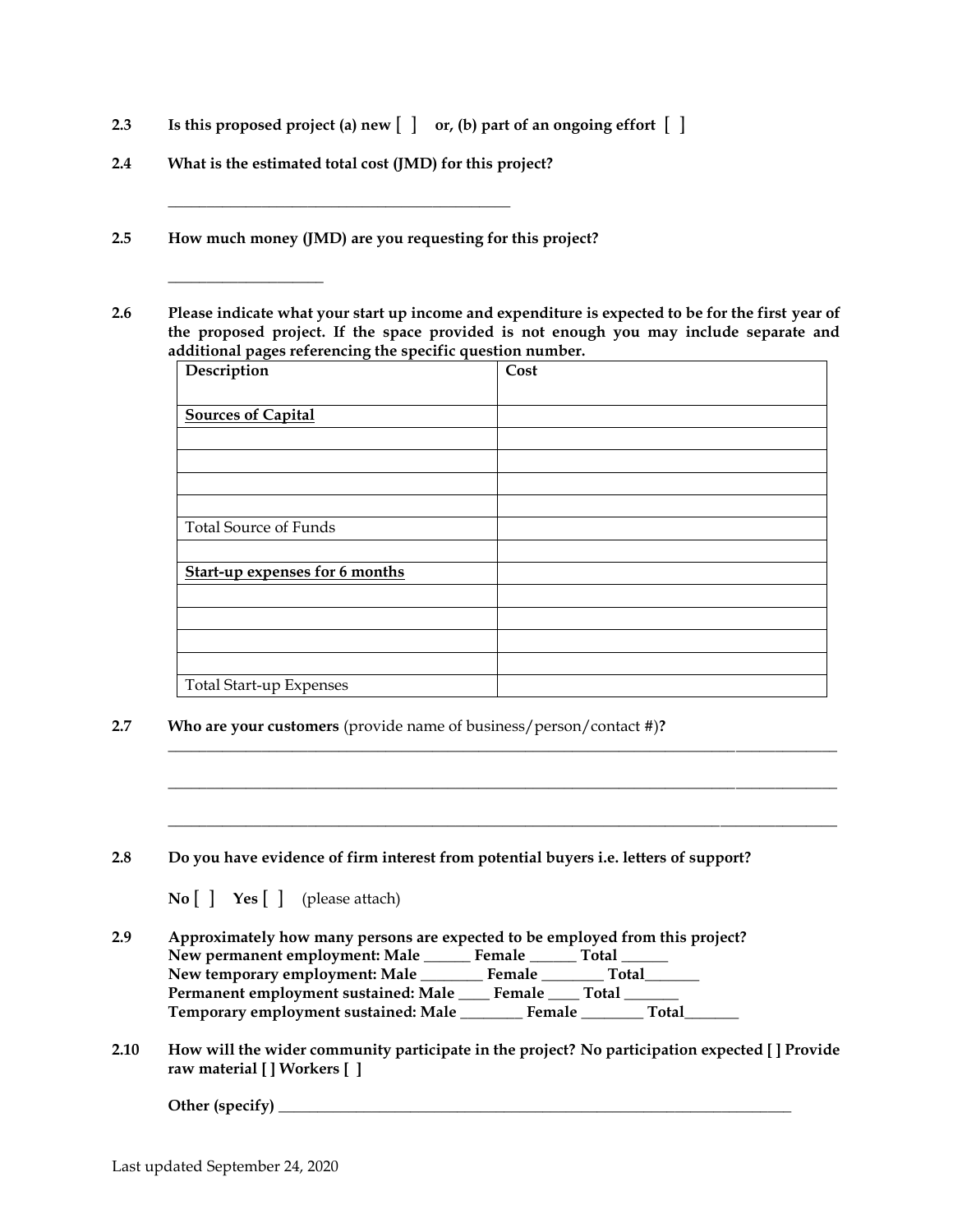**2.3 Is this proposed project (a) new [ ] or, (b) part of an ongoing effort [ ]**

**2.4 What is the estimated total cost (JMD) for this project?**

_____________________________________________

**2.5 How much money (JMD) are you requesting for this project?**

____________________

**2.6 Please indicate what your start up income and expenditure is expected to be for the first year of the proposed project. If the space provided is not enough you may include separate and additional pages referencing the specific question number.**

| Description | Cost |
|---|---|
| **Sources of Capital** | |
| | |
| | |
| | |
| | |
| Total Source of Funds | |
| | |
| **Start-up expenses for 6 months** | |
| | |
| | |
| | |
| | |
| Total Start-up Expenses | |

**2.7 Who are your customers** (provide name of business/person/contact #)**?**

_____________________________________________________________________________________

_____________________________________________________________________________________

_____________________________________________________________________________________

**2.8 Do you have evidence of firm interest from potential buyers i.e. letters of support?**

**No** [ ] **Yes** [ ] (please attach)

**2.9 Approximately how many persons are expected to be employed from this project?**
**New permanent employment: Male ______ Female ______ Total ______**
**New temporary employment: Male ________ Female ________ Total_______**
**Permanent employment sustained: Male ____ Female ____ Total _______**
**Temporary employment sustained: Male ________ Female ________ Total_______**

**2.10 How will the wider community participate in the project? No participation expected [ ] Provide raw material [ ] Workers [ ]**

**Other (specify)** ______________________________________________________________________

Last updated September 24, 2020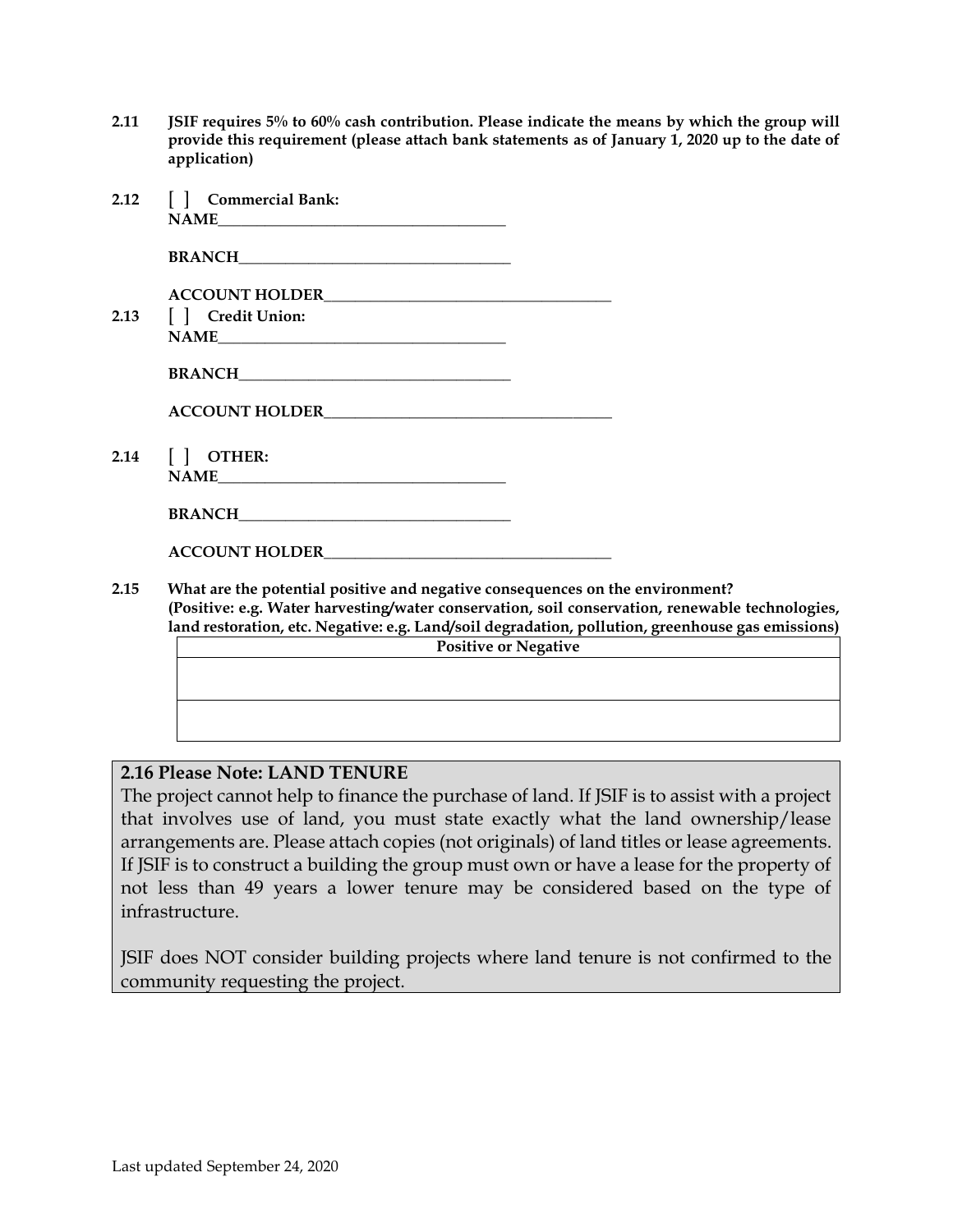**2.11 JSIF requires 5% to 60% cash contribution. Please indicate the means by which the group will provide this requirement (please attach bank statements as of January 1, 2020 up to the date of application)**

**2.12** [ ] **Commercial Bank:**
**NAME**\_\_\_\_\_\_\_\_\_\_\_\_\_\_\_\_\_\_\_\_\_\_\_\_\_\_\_\_\_\_\_\_\_\_\_\_\_\_

**BRANCH**\_\_\_\_\_\_\_\_\_\_\_\_\_\_\_\_\_\_\_\_\_\_\_\_\_\_\_\_\_\_\_\_\_\_\_\_\_\_

**ACCOUNT HOLDER**\_\_\_\_\_\_\_\_\_\_\_\_\_\_\_\_\_\_\_\_\_\_\_\_\_\_\_\_\_\_\_\_\_\_\_\_\_\_

**2.13** [ ] **Credit Union:**
**NAME**\_\_\_\_\_\_\_\_\_\_\_\_\_\_\_\_\_\_\_\_\_\_\_\_\_\_\_\_\_\_\_\_\_\_\_\_\_\_

**BRANCH**\_\_\_\_\_\_\_\_\_\_\_\_\_\_\_\_\_\_\_\_\_\_\_\_\_\_\_\_\_\_\_\_\_\_\_\_\_\_

**ACCOUNT HOLDER**\_\_\_\_\_\_\_\_\_\_\_\_\_\_\_\_\_\_\_\_\_\_\_\_\_\_\_\_\_\_\_\_\_\_\_\_\_\_

**2.14** [ ] **OTHER:**
**NAME**\_\_\_\_\_\_\_\_\_\_\_\_\_\_\_\_\_\_\_\_\_\_\_\_\_\_\_\_\_\_\_\_\_\_\_\_\_\_

**BRANCH**\_\_\_\_\_\_\_\_\_\_\_\_\_\_\_\_\_\_\_\_\_\_\_\_\_\_\_\_\_\_\_\_\_\_\_\_\_\_

**ACCOUNT HOLDER**\_\_\_\_\_\_\_\_\_\_\_\_\_\_\_\_\_\_\_\_\_\_\_\_\_\_\_\_\_\_\_\_\_\_\_\_\_\_

**2.15 What are the potential positive and negative consequences on the environment? (Positive: e.g. Water harvesting/water conservation, soil conservation, renewable technologies, land restoration, etc. Negative: e.g. Land/soil degradation, pollution, greenhouse gas emissions)**

| Positive or Negative |
| --- |
| |
| |

**2.16 Please Note: LAND TENURE**

The project cannot help to finance the purchase of land. If JSIF is to assist with a project that involves use of land, you must state exactly what the land ownership/lease arrangements are. Please attach copies (not originals) of land titles or lease agreements. If JSIF is to construct a building the group must own or have a lease for the property of not less than 49 years a lower tenure may be considered based on the type of infrastructure.

JSIF does NOT consider building projects where land tenure is not confirmed to the community requesting the project.

Last updated September 24, 2020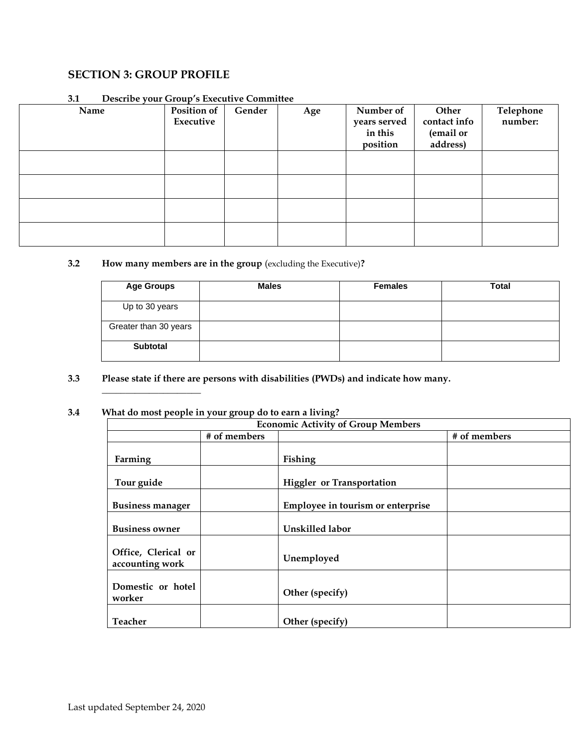## SECTION 3: GROUP PROFILE

**3.1 Describe your Group's Executive Committee**

| Name | Position of Executive | Gender | Age | Number of years served in this position | Other contact info (email or address) | Telephone number: |
|---|---|---|---|---|---|---|
| | | | | | | |
| | | | | | | |
| | | | | | | |
| | | | | | | |

**3.2 How many members are in the group** (excluding the Executive)**?**

| Age Groups | Males | Females | Total |
|---|---|---|---|
| Up to 30 years | | | |
| Greater than 30 years | | | |
| **Subtotal** | | | |

**3.3 Please state if there are persons with disabilities (PWDs) and indicate how many.**

_____________________

**3.4 What do most people in your group do to earn a living?**

| Economic Activity of Group Members | | | |
|---|---|---|---|
| | **# of members** | | **# of members** |
| **Farming** | | **Fishing** | |
| **Tour guide** | | **Higgler or Transportation** | |
| **Business manager** | | **Employee in tourism or enterprise** | |
| **Business owner** | | **Unskilled labor** | |
| **Office, Clerical or accounting work** | | **Unemployed** | |
| **Domestic or hotel worker** | | **Other (specify)** | |
| **Teacher** | | **Other (specify)** | |

Last updated September 24, 2020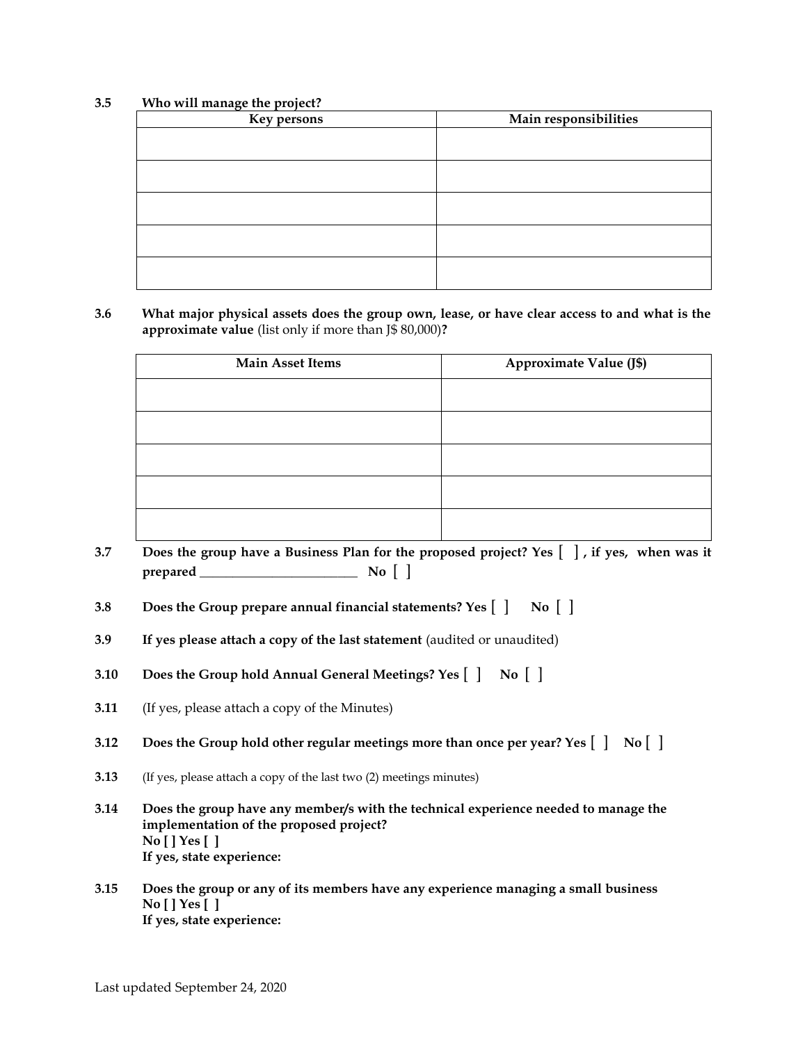**3.5 Who will manage the project?**

| Key persons | Main responsibilities |
|---|---|
| | |
| | |
| | |
| | |
| | |

**3.6 What major physical assets does the group own, lease, or have clear access to and what is the approximate value** (list only if more than J$ 80,000)**?**

| Main Asset Items | Approximate Value (J$) |
|---|---|
| | |
| | |
| | |
| | |
| | |

**3.7 Does the group have a Business Plan for the proposed project? Yes [ ] , if yes, when was it prepared ________________________ No [ ]**

**3.8 Does the Group prepare annual financial statements? Yes [ ] No [ ]**

**3.9 If yes please attach a copy of the last statement** (audited or unaudited)

**3.10 Does the Group hold Annual General Meetings? Yes [ ] No [ ]**

**3.11** (If yes, please attach a copy of the Minutes)

**3.12 Does the Group hold other regular meetings more than once per year? Yes [ ] No [ ]**

**3.13** (If yes, please attach a copy of the last two (2) meetings minutes)

**3.14 Does the group have any member/s with the technical experience needed to manage the implementation of the proposed project?**
**No [ ] Yes [ ]**
**If yes, state experience:**

**3.15 Does the group or any of its members have any experience managing a small business**
**No [ ] Yes [ ]**
**If yes, state experience:**

Last updated September 24, 2020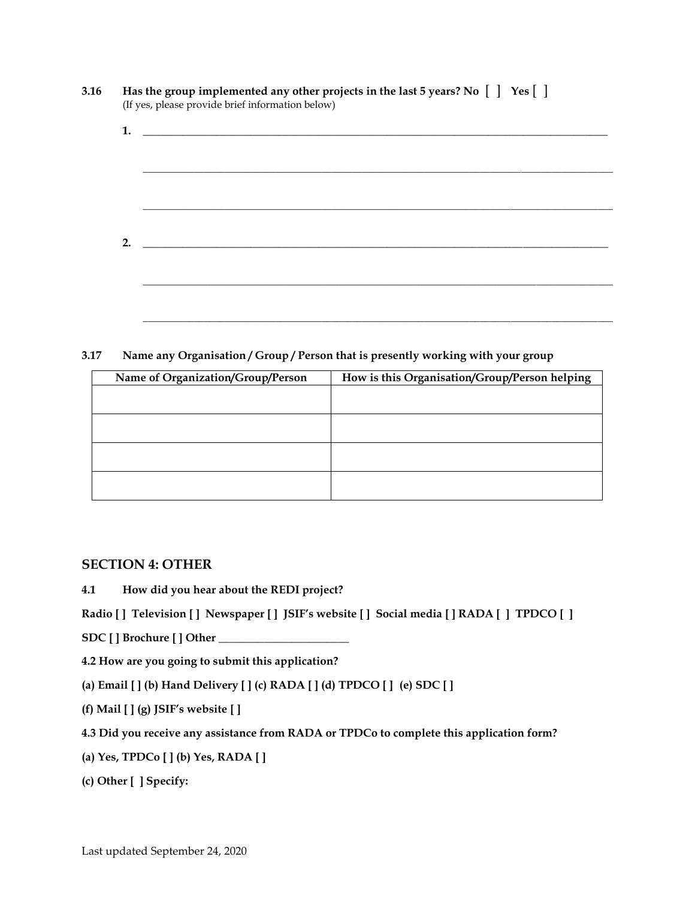**3.16 Has the group implemented any other projects in the last 5 years? No [ ] Yes [ ]**
(If yes, please provide brief information below)

**1.** ____________________________________________________________________________

____________________________________________________________________________

____________________________________________________________________________

**2.** ____________________________________________________________________________

____________________________________________________________________________

____________________________________________________________________________

**3.17 Name any Organisation / Group / Person that is presently working with your group**

| Name of Organization/Group/Person | How is this Organisation/Group/Person helping |
|---|---|
| | |
| | |
| | |
| | |

## SECTION 4: OTHER

**4.1 How did you hear about the REDI project?**

**Radio [ ] Television [ ] Newspaper [ ] JSIF's website [ ] Social media [ ] RADA [ ] TPDCO [ ]**

**SDC [ ] Brochure [ ] Other ________________________**

**4.2 How are you going to submit this application?**

**(a) Email [ ] (b) Hand Delivery [ ] (c) RADA [ ] (d) TPDCO [ ] (e) SDC [ ]**

**(f) Mail [ ] (g) JSIF's website [ ]**

**4.3 Did you receive any assistance from RADA or TPDCo to complete this application form?**

**(a) Yes, TPDCo [ ] (b) Yes, RADA [ ]**

**(c) Other [ ] Specify:**

Last updated September 24, 2020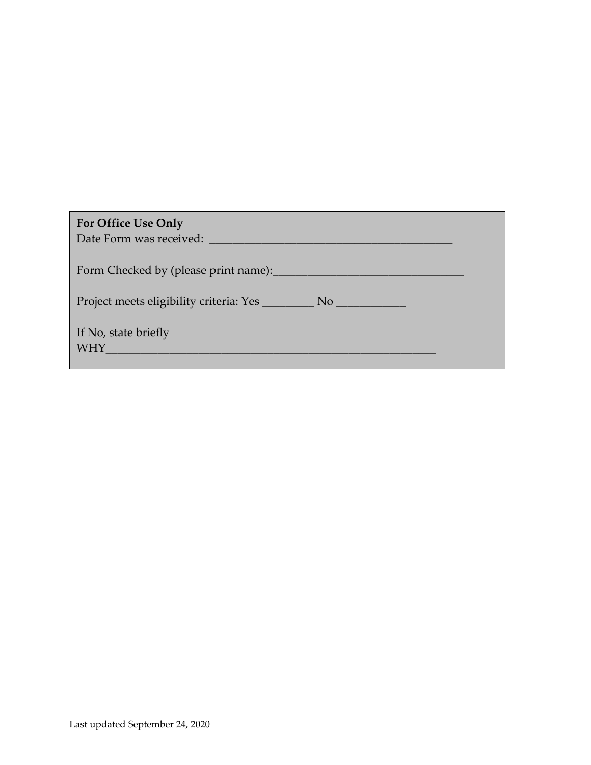**For Office Use Only**

Date Form was received: _________________________________________

Form Checked by (please print name):________________________________

Project meets eligibility criteria: Yes _________ No ____________

If No, state briefly
WHY_________________________________________________________

Last updated September 24, 2020